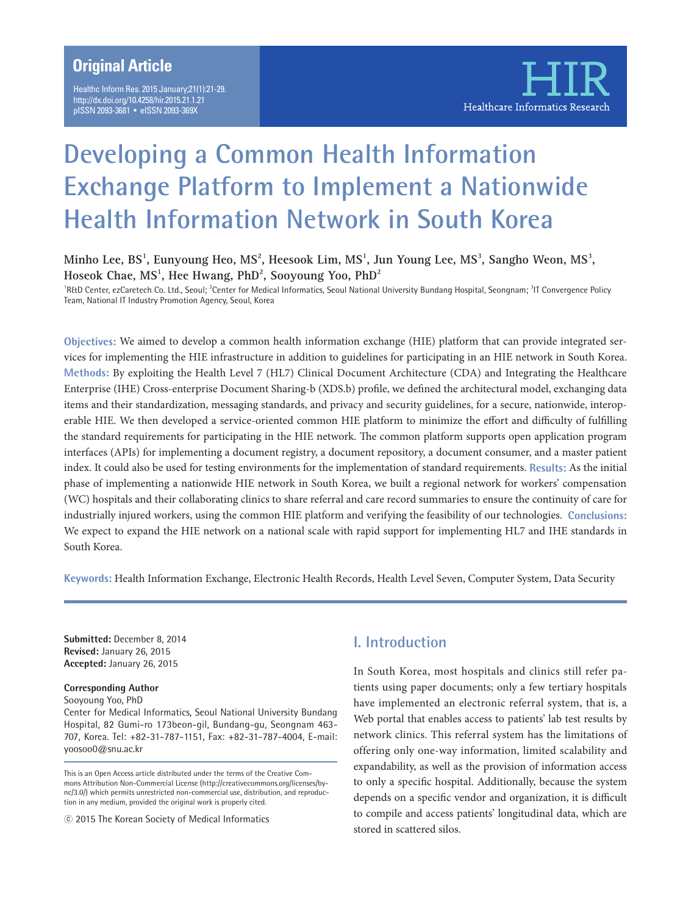Original Article

# Developing a Common Health Information Exchange Platform to Implement a Nationwide Health Information Network in South Korea

**Minho Lee, BS[1], Eunyoung Heo, MS[2], Heesook Lim, MS[1], Jun Young Lee, MS[3], Sangho Weon, MS[3], Hoseok Chae, MS[1], Hee Hwang, PhD[2], Sooyoung Yoo, PhD[2]**

[1]R&D Center, ezCaretech Co. Ltd., Seoul; [2]Center for Medical Informatics, Seoul National University Bundang Hospital, Seongnam; [3]IT Convergence Policy Team, National IT Industry Promotion Agency, Seoul, Korea

**Objectives:** We aimed to develop a common health information exchange (HIE) platform that can provide integrated services for implementing the HIE infrastructure in addition to guidelines for participating in an HIE network in South Korea. **Methods:** By exploiting the Health Level 7 (HL7) Clinical Document Architecture (CDA) and Integrating the Healthcare Enterprise (IHE) Cross-enterprise Document Sharing-b (XDS.b) profile, we defined the architectural model, exchanging data items and their standardization, messaging standards, and privacy and security guidelines, for a secure, nationwide, interoperable HIE. We then developed a service-oriented common HIE platform to minimize the effort and difficulty of fulfilling the standard requirements for participating in the HIE network. The common platform supports open application program interfaces (APIs) for implementing a document registry, a document repository, a document consumer, and a master patient index. It could also be used for testing environments for the implementation of standard requirements. **Results:** As the initial phase of implementing a nationwide HIE network in South Korea, we built a regional network for workers' compensation (WC) hospitals and their collaborating clinics to share referral and care record summaries to ensure the continuity of care for industrially injured workers, using the common HIE platform and verifying the feasibility of our technologies. **Conclusions:** We expect to expand the HIE network on a national scale with rapid support for implementing HL7 and IHE standards in South Korea.

**Keywords:** Health Information Exchange, Electronic Health Records, Health Level Seven, Computer System, Data Security

**Submitted:** December 8, 2014
**Revised:** January 26, 2015
**Accepted:** January 26, 2015

**Corresponding Author**
Sooyoung Yoo, PhD
Center for Medical Informatics, Seoul National University Bundang Hospital, 82 Gumi-ro 173beon-gil, Bundang-gu, Seongnam 463-707, Korea. Tel: +82-31-787-1151, Fax: +82-31-787-4004, E-mail: yoosoo0@snu.ac.kr

This is an Open Access article distributed under the terms of the Creative Commons Attribution Non-Commercial License (http://creativecommons.org/licenses/by-nc/3.0/) which permits unrestricted non-commercial use, distribution, and reproduction in any medium, provided the original work is properly cited.

ⓒ 2015 The Korean Society of Medical Informatics

## I. Introduction

In South Korea, most hospitals and clinics still refer patients using paper documents; only a few tertiary hospitals have implemented an electronic referral system, that is, a Web portal that enables access to patients' lab test results by network clinics. This referral system has the limitations of offering only one-way information, limited scalability and expandability, as well as the provision of information access to only a specific hospital. Additionally, because the system depends on a specific vendor and organization, it is difficult to compile and access patients' longitudinal data, which are stored in scattered silos.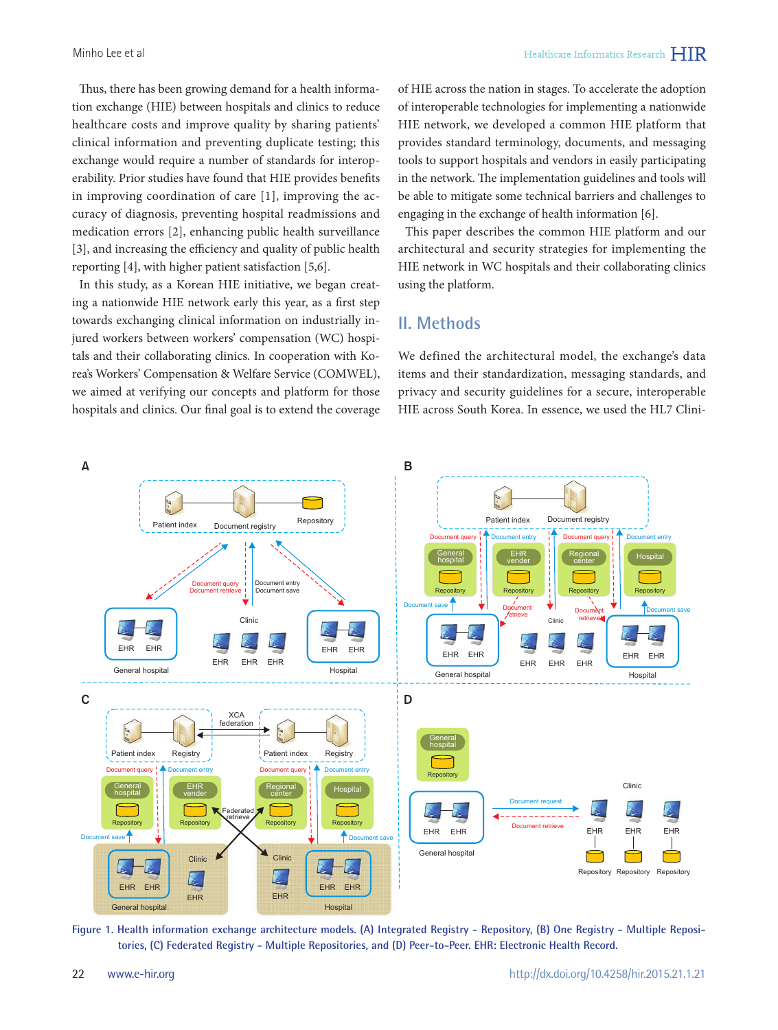Thus, there has been growing demand for a health information exchange (HIE) between hospitals and clinics to reduce healthcare costs and improve quality by sharing patients' clinical information and preventing duplicate testing; this exchange would require a number of standards for interoperability. Prior studies have found that HIE provides benefits in improving coordination of care [1], improving the accuracy of diagnosis, preventing hospital readmissions and medication errors [2], enhancing public health surveillance [3], and increasing the efficiency and quality of public health reporting [4], with higher patient satisfaction [5,6].

In this study, as a Korean HIE initiative, we began creating a nationwide HIE network early this year, as a first step towards exchanging clinical information on industrially injured workers between workers' compensation (WC) hospitals and their collaborating clinics. In cooperation with Korea's Workers' Compensation & Welfare Service (COMWEL), we aimed at verifying our concepts and platform for those hospitals and clinics. Our final goal is to extend the coverage of HIE across the nation in stages. To accelerate the adoption of interoperable technologies for implementing a nationwide HIE network, we developed a common HIE platform that provides standard terminology, documents, and messaging tools to support hospitals and vendors in easily participating in the network. The implementation guidelines and tools will be able to mitigate some technical barriers and challenges to engaging in the exchange of health information [6].

This paper describes the common HIE platform and our architectural and security strategies for implementing the HIE network in WC hospitals and their collaborating clinics using the platform.

## II. Methods

We defined the architectural model, the exchange's data items and their standardization, messaging standards, and privacy and security guidelines for a secure, interoperable HIE across South Korea. In essence, we used the HL7 Clini-

Figure 1. Health information exchange architecture models. (A) Integrated Registry - Repository, (B) One Registry - Multiple Repositories, (C) Federated Registry - Multiple Repositories, and (D) Peer-to-Peer. EHR: Electronic Health Record.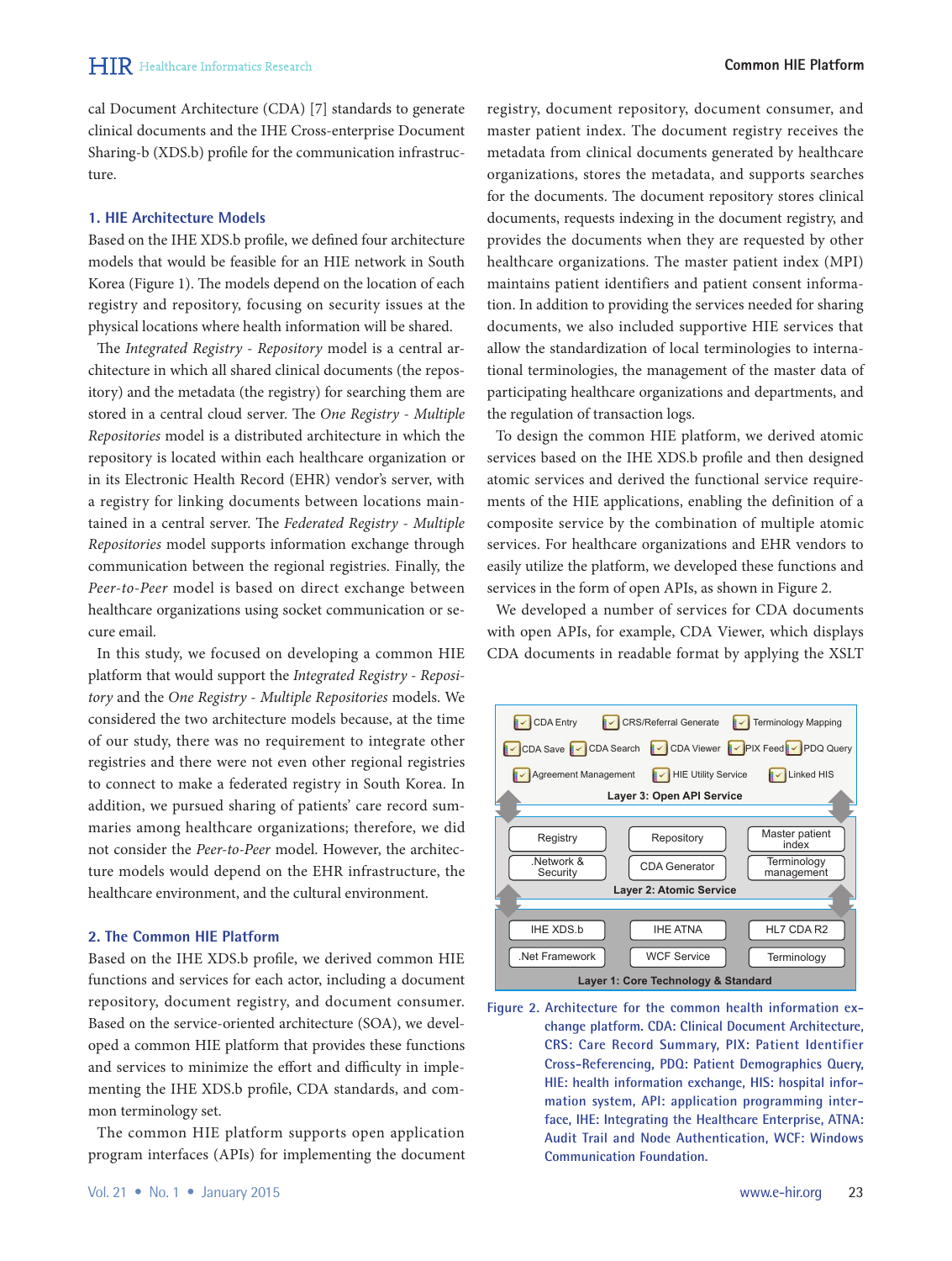cal Document Architecture (CDA) [7] standards to generate clinical documents and the IHE Cross-enterprise Document Sharing-b (XDS.b) profile for the communication infrastructure.

### 1. HIE Architecture Models

Based on the IHE XDS.b profile, we defined four architecture models that would be feasible for an HIE network in South Korea (Figure 1). The models depend on the location of each registry and repository, focusing on security issues at the physical locations where health information will be shared.

The *Integrated Registry - Repository* model is a central architecture in which all shared clinical documents (the repository) and the metadata (the registry) for searching them are stored in a central cloud server. The *One Registry - Multiple Repositories* model is a distributed architecture in which the repository is located within each healthcare organization or in its Electronic Health Record (EHR) vendor's server, with a registry for linking documents between locations maintained in a central server. The *Federated Registry - Multiple Repositories* model supports information exchange through communication between the regional registries. Finally, the *Peer-to-Peer* model is based on direct exchange between healthcare organizations using socket communication or secure email.

In this study, we focused on developing a common HIE platform that would support the *Integrated Registry - Repository* and the *One Registry - Multiple Repositories* models. We considered the two architecture models because, at the time of our study, there was no requirement to integrate other registries and there were not even other regional registries to connect to make a federated registry in South Korea. In addition, we pursued sharing of patients' care record summaries among healthcare organizations; therefore, we did not consider the *Peer-to-Peer* model. However, the architecture models would depend on the EHR infrastructure, the healthcare environment, and the cultural environment.

### 2. The Common HIE Platform

Based on the IHE XDS.b profile, we derived common HIE functions and services for each actor, including a document repository, document registry, and document consumer. Based on the service-oriented architecture (SOA), we developed a common HIE platform that provides these functions and services to minimize the effort and difficulty in implementing the IHE XDS.b profile, CDA standards, and common terminology set.

The common HIE platform supports open application program interfaces (APIs) for implementing the document registry, document repository, document consumer, and master patient index. The document registry receives the metadata from clinical documents generated by healthcare organizations, stores the metadata, and supports searches for the documents. The document repository stores clinical documents, requests indexing in the document registry, and provides the documents when they are requested by other healthcare organizations. The master patient index (MPI) maintains patient identifiers and patient consent information. In addition to providing the services needed for sharing documents, we also included supportive HIE services that allow the standardization of local terminologies to international terminologies, the management of the master data of participating healthcare organizations and departments, and the regulation of transaction logs.

To design the common HIE platform, we derived atomic services based on the IHE XDS.b profile and then designed atomic services and derived the functional service requirements of the HIE applications, enabling the definition of a composite service by the combination of multiple atomic services. For healthcare organizations and EHR vendors to easily utilize the platform, we developed these functions and services in the form of open APIs, as shown in Figure 2.

We developed a number of services for CDA documents with open APIs, for example, CDA Viewer, which displays CDA documents in readable format by applying the XSLT

Layer 3: Open API Service — CDA Entry, CRS/Referral Generate, Terminology Mapping, CDA Save, CDA Search, CDA Viewer, PIX Feed, PDQ Query, Agreement Management, HIE Utility Service, Linked HIS

Layer 2: Atomic Service — Registry, Repository, Master patient index, .Network & Security, CDA Generator, Terminology management

Layer 1: Core Technology & Standard — IHE XDS.b, IHE ATNA, HL7 CDA R2, .Net Framework, WCF Service, Terminology

Figure 2. Architecture for the common health information exchange platform. CDA: Clinical Document Architecture, CRS: Care Record Summary, PIX: Patient Identifier Cross-Referencing, PDQ: Patient Demographics Query, HIE: health information exchange, HIS: hospital information system, API: application programming interface, IHE: Integrating the Healthcare Enterprise, ATNA: Audit Trail and Node Authentication, WCF: Windows Communication Foundation.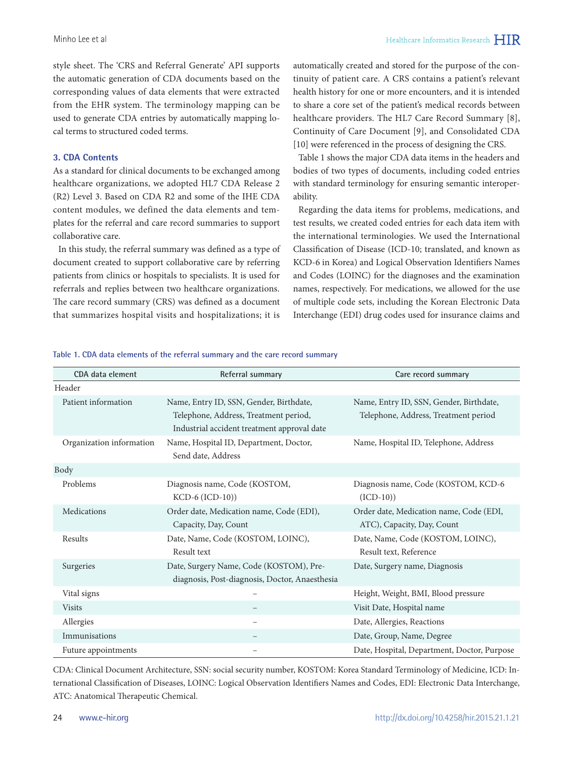style sheet. The 'CRS and Referral Generate' API supports the automatic generation of CDA documents based on the corresponding values of data elements that were extracted from the EHR system. The terminology mapping can be used to generate CDA entries by automatically mapping local terms to structured coded terms.

### 3. CDA Contents

As a standard for clinical documents to be exchanged among healthcare organizations, we adopted HL7 CDA Release 2 (R2) Level 3. Based on CDA R2 and some of the IHE CDA content modules, we defined the data elements and templates for the referral and care record summaries to support collaborative care.

In this study, the referral summary was defined as a type of document created to support collaborative care by referring patients from clinics or hospitals to specialists. It is used for referrals and replies between two healthcare organizations. The care record summary (CRS) was defined as a document that summarizes hospital visits and hospitalizations; it is automatically created and stored for the purpose of the continuity of patient care. A CRS contains a patient's relevant health history for one or more encounters, and it is intended to share a core set of the patient's medical records between healthcare providers. The HL7 Care Record Summary [8], Continuity of Care Document [9], and Consolidated CDA [10] were referenced in the process of designing the CRS.

Table 1 shows the major CDA data items in the headers and bodies of two types of documents, including coded entries with standard terminology for ensuring semantic interoperability.

Regarding the data items for problems, medications, and test results, we created coded entries for each data item with the international terminologies. We used the International Classification of Disease (ICD-10; translated, and known as KCD-6 in Korea) and Logical Observation Identifiers Names and Codes (LOINC) for the diagnoses and the examination names, respectively. For medications, we allowed for the use of multiple code sets, including the Korean Electronic Data Interchange (EDI) drug codes used for insurance claims and

**Table 1. CDA data elements of the referral summary and the care record summary**

| CDA data element | Referral summary | Care record summary |
|---|---|---|
| Header | | |
| Patient information | Name, Entry ID, SSN, Gender, Birthdate, Telephone, Address, Treatment period, Industrial accident treatment approval date | Name, Entry ID, SSN, Gender, Birthdate, Telephone, Address, Treatment period |
| Organization information | Name, Hospital ID, Department, Doctor, Send date, Address | Name, Hospital ID, Telephone, Address |
| Body | | |
| Problems | Diagnosis name, Code (KOSTOM, KCD-6 (ICD-10)) | Diagnosis name, Code (KOSTOM, KCD-6 (ICD-10)) |
| Medications | Order date, Medication name, Code (EDI), Capacity, Day, Count | Order date, Medication name, Code (EDI, ATC), Capacity, Day, Count |
| Results | Date, Name, Code (KOSTOM, LOINC), Result text | Date, Name, Code (KOSTOM, LOINC), Result text, Reference |
| Surgeries | Date, Surgery Name, Code (KOSTOM), Pre-diagnosis, Post-diagnosis, Doctor, Anaesthesia | Date, Surgery name, Diagnosis |
| Vital signs | – | Height, Weight, BMI, Blood pressure |
| Visits | – | Visit Date, Hospital name |
| Allergies | – | Date, Allergies, Reactions |
| Immunisations | – | Date, Group, Name, Degree |
| Future appointments | – | Date, Hospital, Department, Doctor, Purpose |

CDA: Clinical Document Architecture, SSN: social security number, KOSTOM: Korea Standard Terminology of Medicine, ICD: International Classification of Diseases, LOINC: Logical Observation Identifiers Names and Codes, EDI: Electronic Data Interchange, ATC: Anatomical Therapeutic Chemical.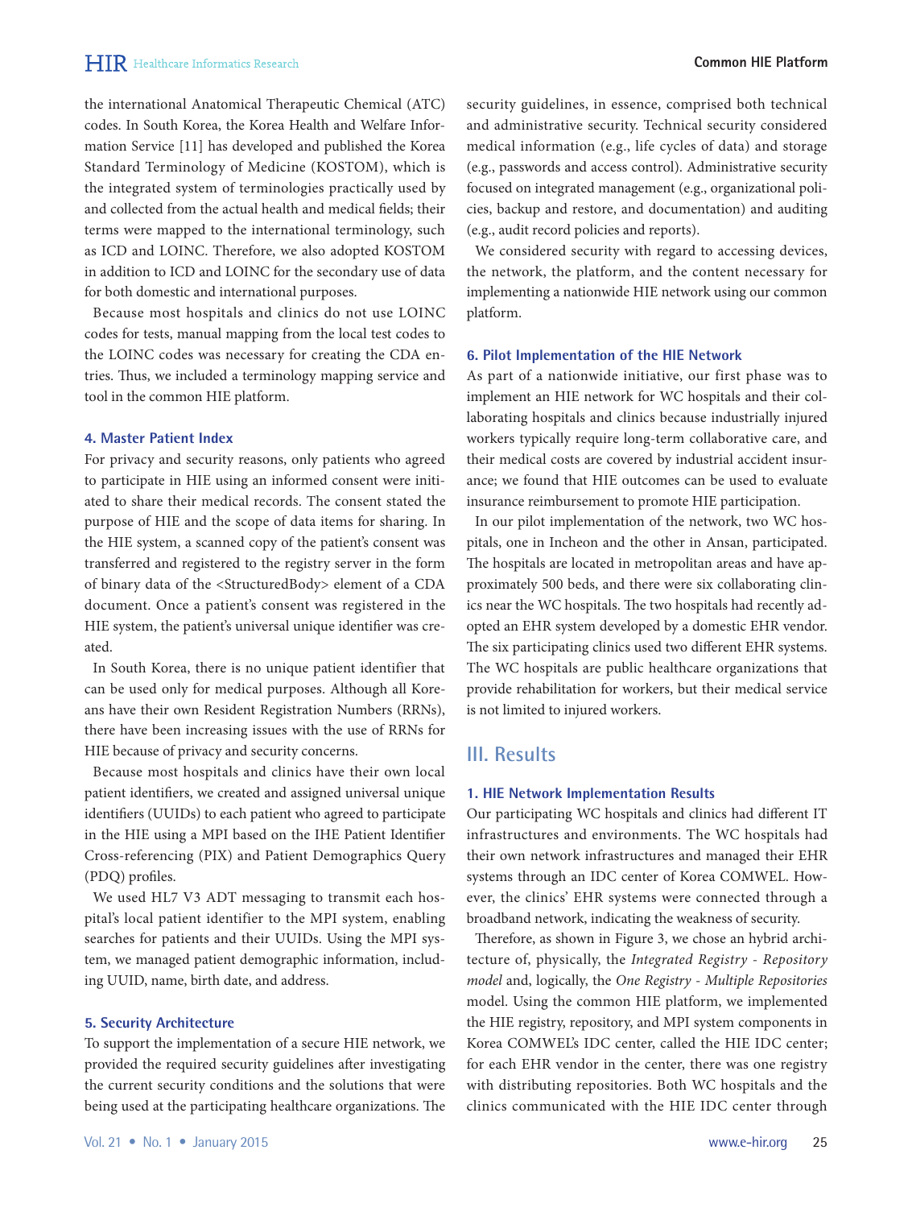the international Anatomical Therapeutic Chemical (ATC) codes. In South Korea, the Korea Health and Welfare Information Service [11] has developed and published the Korea Standard Terminology of Medicine (KOSTOM), which is the integrated system of terminologies practically used by and collected from the actual health and medical fields; their terms were mapped to the international terminology, such as ICD and LOINC. Therefore, we also adopted KOSTOM in addition to ICD and LOINC for the secondary use of data for both domestic and international purposes.

Because most hospitals and clinics do not use LOINC codes for tests, manual mapping from the local test codes to the LOINC codes was necessary for creating the CDA entries. Thus, we included a terminology mapping service and tool in the common HIE platform.

### 4. Master Patient Index

For privacy and security reasons, only patients who agreed to participate in HIE using an informed consent were initiated to share their medical records. The consent stated the purpose of HIE and the scope of data items for sharing. In the HIE system, a scanned copy of the patient's consent was transferred and registered to the registry server in the form of binary data of the <StructuredBody> element of a CDA document. Once a patient's consent was registered in the HIE system, the patient's universal unique identifier was created.

In South Korea, there is no unique patient identifier that can be used only for medical purposes. Although all Koreans have their own Resident Registration Numbers (RRNs), there have been increasing issues with the use of RRNs for HIE because of privacy and security concerns.

Because most hospitals and clinics have their own local patient identifiers, we created and assigned universal unique identifiers (UUIDs) to each patient who agreed to participate in the HIE using a MPI based on the IHE Patient Identifier Cross-referencing (PIX) and Patient Demographics Query (PDQ) profiles.

We used HL7 V3 ADT messaging to transmit each hospital's local patient identifier to the MPI system, enabling searches for patients and their UUIDs. Using the MPI system, we managed patient demographic information, including UUID, name, birth date, and address.

### 5. Security Architecture

To support the implementation of a secure HIE network, we provided the required security guidelines after investigating the current security conditions and the solutions that were being used at the participating healthcare organizations. The security guidelines, in essence, comprised both technical and administrative security. Technical security considered medical information (e.g., life cycles of data) and storage (e.g., passwords and access control). Administrative security focused on integrated management (e.g., organizational policies, backup and restore, and documentation) and auditing (e.g., audit record policies and reports).

We considered security with regard to accessing devices, the network, the platform, and the content necessary for implementing a nationwide HIE network using our common platform.

### 6. Pilot Implementation of the HIE Network

As part of a nationwide initiative, our first phase was to implement an HIE network for WC hospitals and their collaborating hospitals and clinics because industrially injured workers typically require long-term collaborative care, and their medical costs are covered by industrial accident insurance; we found that HIE outcomes can be used to evaluate insurance reimbursement to promote HIE participation.

In our pilot implementation of the network, two WC hospitals, one in Incheon and the other in Ansan, participated. The hospitals are located in metropolitan areas and have approximately 500 beds, and there were six collaborating clinics near the WC hospitals. The two hospitals had recently adopted an EHR system developed by a domestic EHR vendor. The six participating clinics used two different EHR systems. The WC hospitals are public healthcare organizations that provide rehabilitation for workers, but their medical service is not limited to injured workers.

## III. Results

### 1. HIE Network Implementation Results

Our participating WC hospitals and clinics had different IT infrastructures and environments. The WC hospitals had their own network infrastructures and managed their EHR systems through an IDC center of Korea COMWEL. However, the clinics' EHR systems were connected through a broadband network, indicating the weakness of security.

Therefore, as shown in Figure 3, we chose an hybrid architecture of, physically, the *Integrated Registry - Repository model* and, logically, the *One Registry - Multiple Repositories* model. Using the common HIE platform, we implemented the HIE registry, repository, and MPI system components in Korea COMWEL's IDC center, called the HIE IDC center; for each EHR vendor in the center, there was one registry with distributing repositories. Both WC hospitals and the clinics communicated with the HIE IDC center through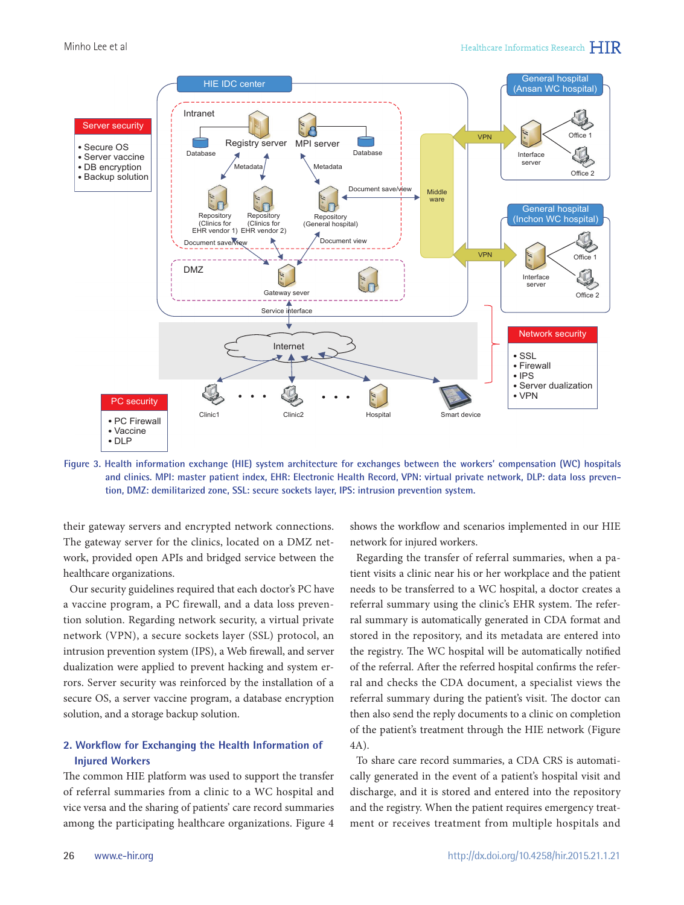HIE IDC center

Intranet

Registry server

MPI server

Database

Database

Metadata

Metadata

Repository (Clinics for EHR vendor 1)

Repository (Clinics for EHR vendor 2)

Repository (General hospital)

Document save/view

Document save/view

Document view

DMZ

Gateway sever

Service interface

Middle ware

VPN

VPN

General hospital (Ansan WC hospital)

Interface server

Office 1

Office 2

General hospital (Inchon WC hospital)

Interface server

Office 1

Office 2

Server security

- Secure OS
- Server vaccine
- DB encryption
- Backup solution

Internet

Clinic1

Clinic2

Hospital

Smart device

PC security

- PC Firewall
- Vaccine
- DLP

Network security

- SSL
- Firewall
- IPS
- Server dualization
- VPN

Figure 3. Health information exchange (HIE) system architecture for exchanges between the workers' compensation (WC) hospitals and clinics. MPI: master patient index, EHR: Electronic Health Record, VPN: virtual private network, DLP: data loss prevention, DMZ: demilitarized zone, SSL: secure sockets layer, IPS: intrusion prevention system.

their gateway servers and encrypted network connections. The gateway server for the clinics, located on a DMZ network, provided open APIs and bridged service between the healthcare organizations.

Our security guidelines required that each doctor's PC have a vaccine program, a PC firewall, and a data loss prevention solution. Regarding network security, a virtual private network (VPN), a secure sockets layer (SSL) protocol, an intrusion prevention system (IPS), a Web firewall, and server dualization were applied to prevent hacking and system errors. Server security was reinforced by the installation of a secure OS, a server vaccine program, a database encryption solution, and a storage backup solution.

## 2. Workflow for Exchanging the Health Information of Injured Workers

The common HIE platform was used to support the transfer of referral summaries from a clinic to a WC hospital and vice versa and the sharing of patients' care record summaries among the participating healthcare organizations. Figure 4 shows the workflow and scenarios implemented in our HIE network for injured workers.

Regarding the transfer of referral summaries, when a patient visits a clinic near his or her workplace and the patient needs to be transferred to a WC hospital, a doctor creates a referral summary using the clinic's EHR system. The referral summary is automatically generated in CDA format and stored in the repository, and its metadata are entered into the registry. The WC hospital will be automatically notified of the referral. After the referred hospital confirms the referral and checks the CDA document, a specialist views the referral summary during the patient's visit. The doctor can then also send the reply documents to a clinic on completion of the patient's treatment through the HIE network (Figure 4A).

To share care record summaries, a CDA CRS is automatically generated in the event of a patient's hospital visit and discharge, and it is stored and entered into the repository and the registry. When the patient requires emergency treatment or receives treatment from multiple hospitals and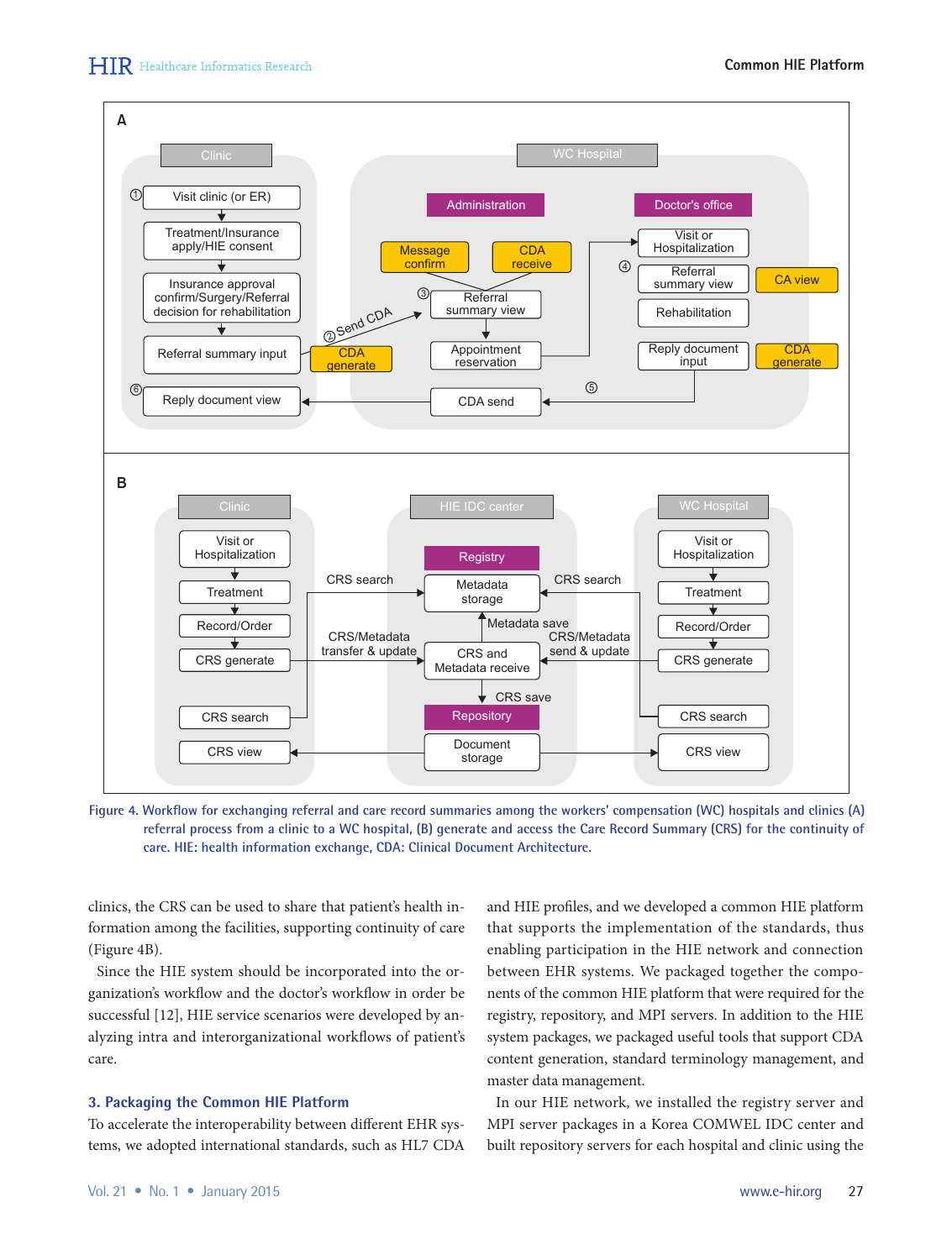**Figure 4.** Workflow for exchanging referral and care record summaries among the workers' compensation (WC) hospitals and clinics (A) referral process from a clinic to a WC hospital, (B) generate and access the Care Record Summary (CRS) for the continuity of care. HIE: health information exchange, CDA: Clinical Document Architecture.

clinics, the CRS can be used to share that patient's health information among the facilities, supporting continuity of care (Figure 4B).

Since the HIE system should be incorporated into the organization's workflow and the doctor's workflow in order be successful [12], HIE service scenarios were developed by analyzing intra and interorganizational workflows of patient's care.

## 3. Packaging the Common HIE Platform

To accelerate the interoperability between different EHR systems, we adopted international standards, such as HL7 CDA and HIE profiles, and we developed a common HIE platform that supports the implementation of the standards, thus enabling participation in the HIE network and connection between EHR systems. We packaged together the components of the common HIE platform that were required for the registry, repository, and MPI servers. In addition to the HIE system packages, we packaged useful tools that support CDA content generation, standard terminology management, and master data management.

In our HIE network, we installed the registry server and MPI server packages in a Korea COMWEL IDC center and built repository servers for each hospital and clinic using the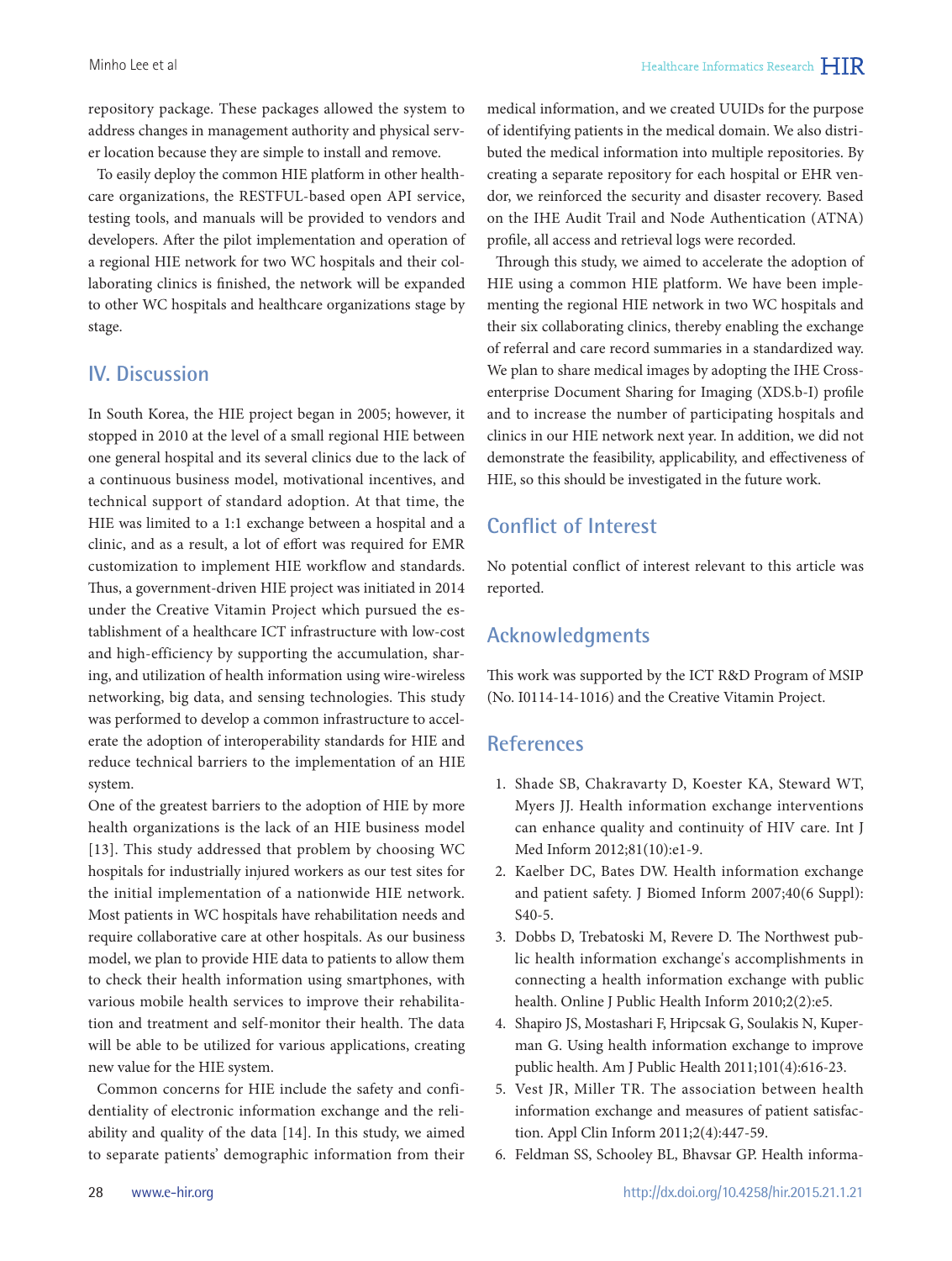repository package. These packages allowed the system to address changes in management authority and physical server location because they are simple to install and remove.

To easily deploy the common HIE platform in other healthcare organizations, the RESTFUL-based open API service, testing tools, and manuals will be provided to vendors and developers. After the pilot implementation and operation of a regional HIE network for two WC hospitals and their collaborating clinics is finished, the network will be expanded to other WC hospitals and healthcare organizations stage by stage.

## IV. Discussion

In South Korea, the HIE project began in 2005; however, it stopped in 2010 at the level of a small regional HIE between one general hospital and its several clinics due to the lack of a continuous business model, motivational incentives, and technical support of standard adoption. At that time, the HIE was limited to a 1:1 exchange between a hospital and a clinic, and as a result, a lot of effort was required for EMR customization to implement HIE workflow and standards. Thus, a government-driven HIE project was initiated in 2014 under the Creative Vitamin Project which pursued the establishment of a healthcare ICT infrastructure with low-cost and high-efficiency by supporting the accumulation, sharing, and utilization of health information using wire-wireless networking, big data, and sensing technologies. This study was performed to develop a common infrastructure to accelerate the adoption of interoperability standards for HIE and reduce technical barriers to the implementation of an HIE system.

One of the greatest barriers to the adoption of HIE by more health organizations is the lack of an HIE business model [13]. This study addressed that problem by choosing WC hospitals for industrially injured workers as our test sites for the initial implementation of a nationwide HIE network. Most patients in WC hospitals have rehabilitation needs and require collaborative care at other hospitals. As our business model, we plan to provide HIE data to patients to allow them to check their health information using smartphones, with various mobile health services to improve their rehabilitation and treatment and self-monitor their health. The data will be able to be utilized for various applications, creating new value for the HIE system.

Common concerns for HIE include the safety and confidentiality of electronic information exchange and the reliability and quality of the data [14]. In this study, we aimed to separate patients' demographic information from their medical information, and we created UUIDs for the purpose of identifying patients in the medical domain. We also distributed the medical information into multiple repositories. By creating a separate repository for each hospital or EHR vendor, we reinforced the security and disaster recovery. Based on the IHE Audit Trail and Node Authentication (ATNA) profile, all access and retrieval logs were recorded.

Through this study, we aimed to accelerate the adoption of HIE using a common HIE platform. We have been implementing the regional HIE network in two WC hospitals and their six collaborating clinics, thereby enabling the exchange of referral and care record summaries in a standardized way. We plan to share medical images by adopting the IHE Cross-enterprise Document Sharing for Imaging (XDS.b-I) profile and to increase the number of participating hospitals and clinics in our HIE network next year. In addition, we did not demonstrate the feasibility, applicability, and effectiveness of HIE, so this should be investigated in the future work.

## Conflict of Interest

No potential conflict of interest relevant to this article was reported.

## Acknowledgments

This work was supported by the ICT R&D Program of MSIP (No. I0114-14-1016) and the Creative Vitamin Project.

## References

1. Shade SB, Chakravarty D, Koester KA, Steward WT, Myers JJ. Health information exchange interventions can enhance quality and continuity of HIV care. Int J Med Inform 2012;81(10):e1-9.
2. Kaelber DC, Bates DW. Health information exchange and patient safety. J Biomed Inform 2007;40(6 Suppl):S40-5.
3. Dobbs D, Trebatoski M, Revere D. The Northwest public health information exchange's accomplishments in connecting a health information exchange with public health. Online J Public Health Inform 2010;2(2):e5.
4. Shapiro JS, Mostashari F, Hripcsak G, Soulakis N, Kuperman G. Using health information exchange to improve public health. Am J Public Health 2011;101(4):616-23.
5. Vest JR, Miller TR. The association between health information exchange and measures of patient satisfaction. Appl Clin Inform 2011;2(4):447-59.
6. Feldman SS, Schooley BL, Bhavsar GP. Health informa-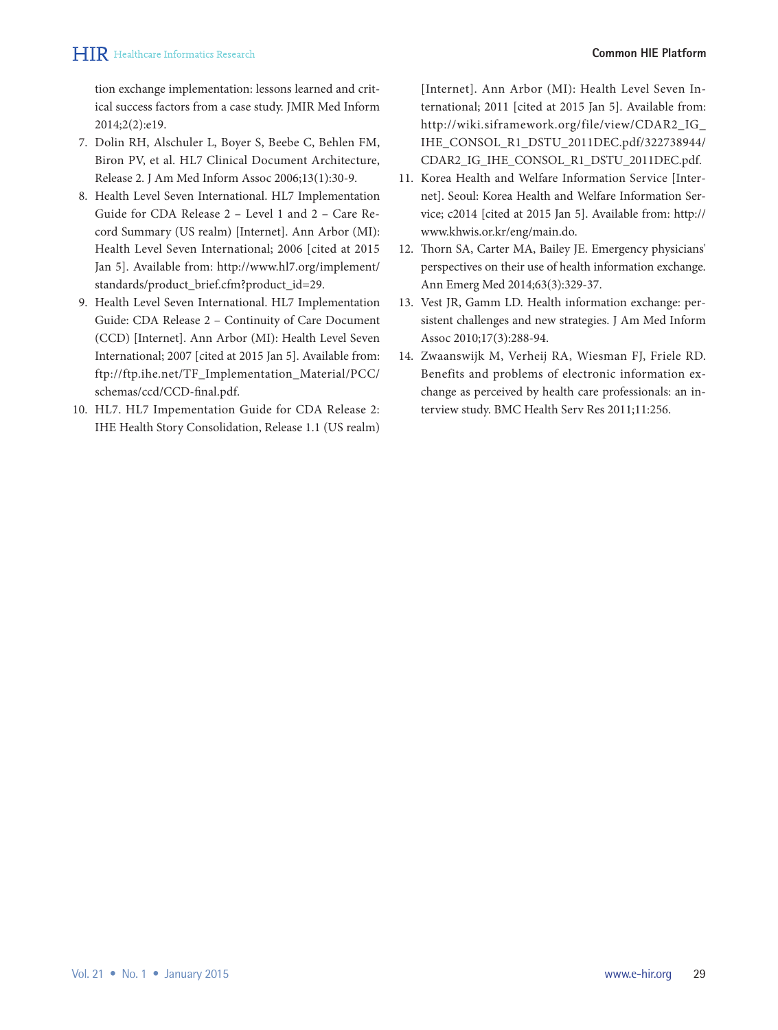tion exchange implementation: lessons learned and critical success factors from a case study. JMIR Med Inform 2014;2(2):e19.

7. Dolin RH, Alschuler L, Boyer S, Beebe C, Behlen FM, Biron PV, et al. HL7 Clinical Document Architecture, Release 2. J Am Med Inform Assoc 2006;13(1):30-9.
8. Health Level Seven International. HL7 Implementation Guide for CDA Release 2 – Level 1 and 2 – Care Record Summary (US realm) [Internet]. Ann Arbor (MI): Health Level Seven International; 2006 [cited at 2015 Jan 5]. Available from: http://www.hl7.org/implement/standards/product_brief.cfm?product_id=29.
9. Health Level Seven International. HL7 Implementation Guide: CDA Release 2 – Continuity of Care Document (CCD) [Internet]. Ann Arbor (MI): Health Level Seven International; 2007 [cited at 2015 Jan 5]. Available from: ftp://ftp.ihe.net/TF_Implementation_Material/PCC/schemas/ccd/CCD-final.pdf.
10. HL7. HL7 Impementation Guide for CDA Release 2: IHE Health Story Consolidation, Release 1.1 (US realm) [Internet]. Ann Arbor (MI): Health Level Seven International; 2011 [cited at 2015 Jan 5]. Available from: http://wiki.siframework.org/file/view/CDAR2_IG_IHE_CONSOL_R1_DSTU_2011DEC.pdf/322738944/CDAR2_IG_IHE_CONSOL_R1_DSTU_2011DEC.pdf.
11. Korea Health and Welfare Information Service [Internet]. Seoul: Korea Health and Welfare Information Service; c2014 [cited at 2015 Jan 5]. Available from: http://www.khwis.or.kr/eng/main.do.
12. Thorn SA, Carter MA, Bailey JE. Emergency physicians' perspectives on their use of health information exchange. Ann Emerg Med 2014;63(3):329-37.
13. Vest JR, Gamm LD. Health information exchange: persistent challenges and new strategies. J Am Med Inform Assoc 2010;17(3):288-94.
14. Zwaanswijk M, Verheij RA, Wiesman FJ, Friele RD. Benefits and problems of electronic information exchange as perceived by health care professionals: an interview study. BMC Health Serv Res 2011;11:256.